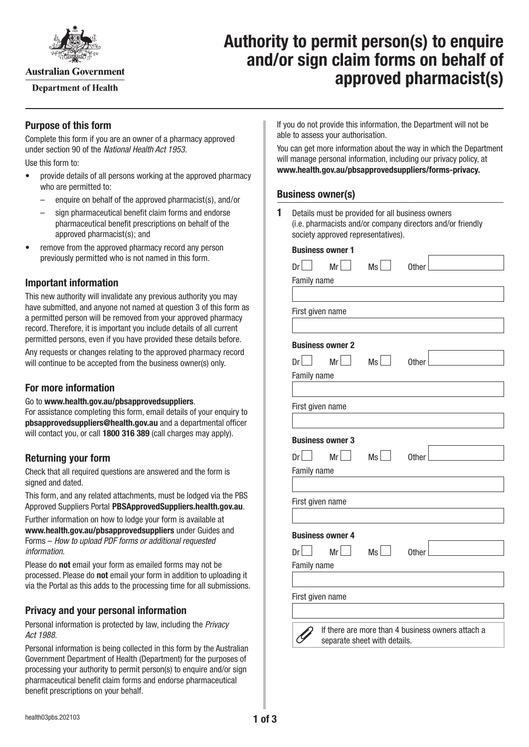Australian Government

Department of Health

# Authority to permit person(s) to enquire and/or sign claim forms on behalf of approved pharmacist(s)

## Purpose of this form

Complete this form if you are an owner of a pharmacy approved under section 90 of the *National Health Act 1953.*

Use this form to:

- provide details of all persons working at the approved pharmacy who are permitted to:
  - enquire on behalf of the approved pharmacist(s), and/or
  - sign pharmaceutical benefit claim forms and endorse pharmaceutical benefit prescriptions on behalf of the approved pharmacist(s); and
- remove from the approved pharmacy record any person previously permitted who is not named in this form.

## Important information

This new authority will invalidate any previous authority you may have submitted, and anyone not named at question 3 of this form as a permitted person will be removed from your approved pharmacy record. Therefore, it is important you include details of all current permitted persons, even if you have provided these details before.

Any requests or changes relating to the approved pharmacy record will continue to be accepted from the business owner(s) only.

## For more information

Go to **www.health.gov.au/pbsapprovedsuppliers**.
For assistance completing this form, email details of your enquiry to **pbsapprovedsuppliers@health.gov.au** and a departmental officer will contact you, or call **1800 316 389** (call charges may apply).

## Returning your form

Check that all required questions are answered and the form is signed and dated.

This form, and any related attachments, must be lodged via the PBS Approved Suppliers Portal **PBSApprovedSuppliers.health.gov.au**.

Further information on how to lodge your form is available at **www.health.gov.au/pbsapprovedsuppliers** under Guides and Forms – *How to upload PDF forms or additional requested information.*

Please do **not** email your form as emailed forms may not be processed. Please do **not** email your form in addition to uploading it via the Portal as this adds to the processing time for all submissions.

## Privacy and your personal information

Personal information is protected by law, including the *Privacy Act 1988.*

Personal information is being collected in this form by the Australian Government Department of Health (Department) for the purposes of processing your authority to permit person(s) to enquire and/or sign pharmaceutical benefit claim forms and endorse pharmaceutical benefit prescriptions on your behalf.

If you do not provide this information, the Department will not be able to assess your authorisation.

You can get more information about the way in which the Department will manage personal information, including our privacy policy, at **www.health.gov.au/pbsapprovedsuppliers/forms-privacy.**

## Business owner(s)

**1** Details must be provided for all business owners (i.e. pharmacists and/or company directors and/or friendly society approved representatives).

**Business owner 1**

Dr ☐ Mr ☐ Ms ☐ Other ______

Family name

First given name

**Business owner 2**

Dr ☐ Mr ☐ Ms ☐ Other ______

Family name

First given name

**Business owner 3**

Dr ☐ Mr ☐ Ms ☐ Other ______

Family name

First given name

**Business owner 4**

Dr ☐ Mr ☐ Ms ☐ Other ______

Family name

First given name

If there are more than 4 business owners attach a separate sheet with details.

health03pbs.202103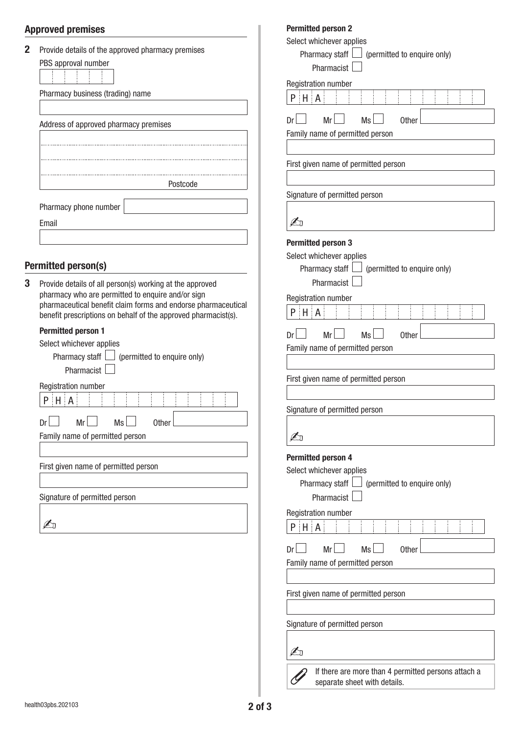## Approved premises

**2** Provide details of the approved pharmacy premises

PBS approval number

Pharmacy business (trading) name

Address of approved pharmacy premises

Postcode

Pharmacy phone number

Email

## Permitted person(s)

**3** Provide details of all person(s) working at the approved pharmacy who are permitted to enquire and/or sign pharmaceutical benefit claim forms and endorse pharmaceutical benefit prescriptions on behalf of the approved pharmacist(s).

**Permitted person 1**

Select whichever applies

Pharmacy staff ☐ (permitted to enquire only)

Pharmacist ☐

Registration number

P H A

Dr ☐ Mr ☐ Ms ☐ Other

Family name of permitted person

First given name of permitted person

Signature of permitted person

✍

**Permitted person 2**

Select whichever applies

Pharmacy staff ☐ (permitted to enquire only)

Pharmacist ☐

Registration number

P H A

Dr ☐ Mr ☐ Ms ☐ Other

Family name of permitted person

First given name of permitted person

Signature of permitted person

✍

**Permitted person 3**

Select whichever applies

Pharmacy staff ☐ (permitted to enquire only)

Pharmacist ☐

Registration number

P H A

Dr ☐ Mr ☐ Ms ☐ Other

Family name of permitted person

First given name of permitted person

Signature of permitted person

✍

**Permitted person 4**

Select whichever applies

Pharmacy staff ☐ (permitted to enquire only)

Pharmacist ☐

Registration number

P H A

Dr ☐ Mr ☐ Ms ☐ Other

Family name of permitted person

First given name of permitted person

Signature of permitted person

✍

If there are more than 4 permitted persons attach a separate sheet with details.

health03pbs.202103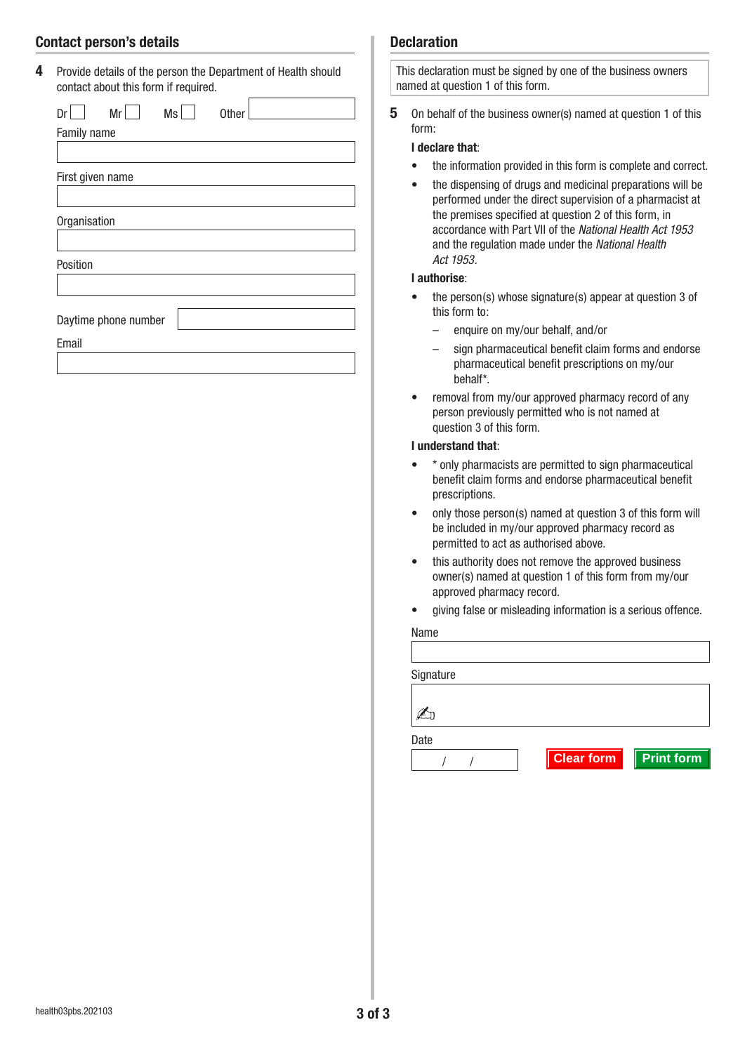## Contact person's details

**4** Provide details of the person the Department of Health should contact about this form if required.

Dr ☐ Mr ☐ Ms ☐ Other

Family name

First given name

Organisation

Position

Daytime phone number

Email

## Declaration

This declaration must be signed by one of the business owners named at question 1 of this form.

**5** On behalf of the business owner(s) named at question 1 of this form:

**I declare that**:

- the information provided in this form is complete and correct.
- the dispensing of drugs and medicinal preparations will be performed under the direct supervision of a pharmacist at the premises specified at question 2 of this form, in accordance with Part VII of the *National Health Act 1953* and the regulation made under the *National Health Act 1953*.

**I authorise**:

- the person(s) whose signature(s) appear at question 3 of this form to:
  - enquire on my/our behalf, and/or
  - sign pharmaceutical benefit claim forms and endorse pharmaceutical benefit prescriptions on my/our behalf*.
- removal from my/our approved pharmacy record of any person previously permitted who is not named at question 3 of this form.

**I understand that**:

- * only pharmacists are permitted to sign pharmaceutical benefit claim forms and endorse pharmaceutical benefit prescriptions.
- only those person(s) named at question 3 of this form will be included in my/our approved pharmacy record as permitted to act as authorised above.
- this authority does not remove the approved business owner(s) named at question 1 of this form from my/our approved pharmacy record.
- giving false or misleading information is a serious offence.

Name

Signature

Date / /

Clear form Print form

health03pbs.202103